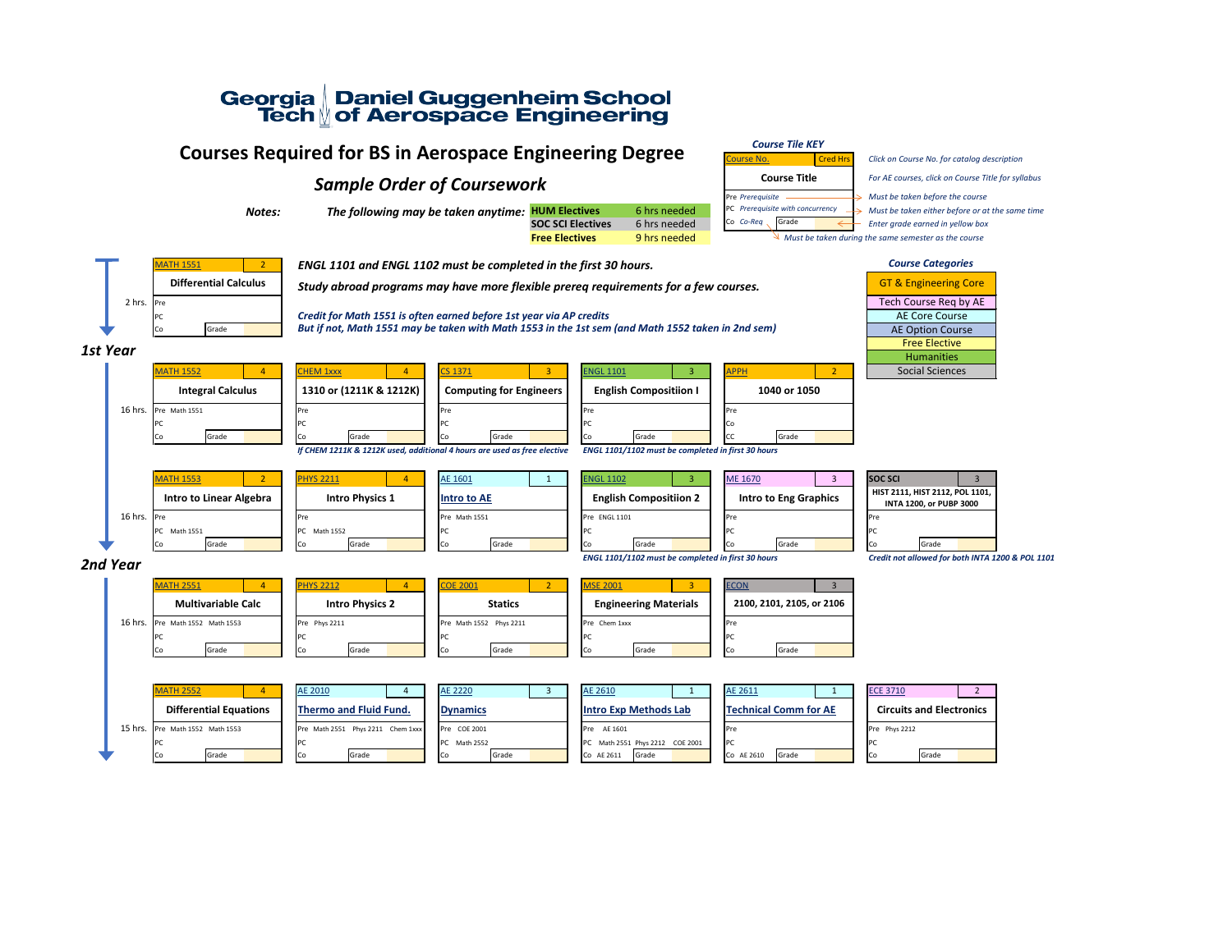# Georgia Tech Daniel Guggenheim School of Aerospace Engineering

## Courses Required for BS in Aerospace Engineering Degree

### Sample Order of Coursework

**Notes:** *The following may be taken anytime:*

| Elective | Hours |
|---|---|
| HUM Electives | 6 hrs needed |
| SOC SCI Electives | 6 hrs needed |
| Free Electives | 9 hrs needed |

**Course Tile KEY**

| Course No. | Cred Hrs |
|---|---|
| Course Title | |
| Pre *Prerequisite* | |
| PC *Prerequisite with concurrency* | |
| Co *Co-Req* | Grade |

- *Click on Course No. for catalog description*
- *For AE courses, click on Course Title for syllabus*
- Pre: *Must be taken before the course*
- PC: *Must be taken either before or at the same time*
- Grade: *Enter grade earned in yellow box*
- Co: *Must be taken during the same semester as the course*

**Course Categories**

- GT & Engineering Core
- Tech Course Req by AE
- AE Core Course
- AE Option Course
- Free Elective
- Humanities
- Social Sciences

*ENGL 1101 and ENGL 1102 must be completed in the first 30 hours.*

*Study abroad programs may have more flexible prereq requirements for a few courses.*

*Credit for Math 1551 is often earned before 1st year via AP credits*
*But if not, Math 1551 may be taken with Math 1553 in the 1st sem (and Math 1552 taken in 2nd sem)*

## 1st Year

**2 hrs.**

| Course | Cred Hrs | Title | Pre | PC | Co |
|---|---|---|---|---|---|
| MATH 1551 | 2 | Differential Calculus | | | |

**Semester 1 — 16 hrs.**

| Course | Cred Hrs | Title | Pre | PC | Co |
|---|---|---|---|---|---|
| MATH 1552 | 4 | Integral Calculus | Math 1551 | | |
| CHEM 1xxx | 4 | 1310 or (1211K & 1212K) | | | |
| CS 1371 | 3 | Computing for Engineers | | | |
| ENGL 1101 | 3 | English Compositiion I | | | |
| APPH | 2 | 1040 or 1050 | | Co: | CC: |

*If CHEM 1211K & 1212K used, additional 4 hours are used as free elective*

*ENGL 1101/1102 must be completed in first 30 hours*

**Semester 2 — 16 hrs.**

| Course | Cred Hrs | Title | Pre | PC | Co |
|---|---|---|---|---|---|
| MATH 1553 | 2 | Intro to Linear Algebra | | Math 1551 | |
| PHYS 2211 | 4 | Intro Physics 1 | | Math 1552 | |
| AE 1601 | 1 | Intro to AE | Math 1551 | | |
| ENGL 1102 | 3 | English Compositiion 2 | ENGL 1101 | | |
| ME 1670 | 3 | Intro to Eng Graphics | | | |
| SOC SCI | 3 | HIST 2111, HIST 2112, POL 1101, INTA 1200, or PUBP 3000 | | | |

*ENGL 1101/1102 must be completed in first 30 hours*

*Credit not allowed for both INTA 1200 & POL 1101*

## 2nd Year

**Semester 3 — 16 hrs.**

| Course | Cred Hrs | Title | Pre | PC | Co |
|---|---|---|---|---|---|
| MATH 2551 | 4 | Multivariable Calc | Math 1552, Math 1553 | | |
| PHYS 2212 | 4 | Intro Physics 2 | Phys 2211 | | |
| COE 2001 | 2 | Statics | Math 1552, Phys 2211 | | |
| MSE 2001 | 3 | Engineering Materials | Chem 1xxx | | |
| ECON | 3 | 2100, 2101, 2105, or 2106 | | | |

**Semester 4 — 15 hrs.**

| Course | Cred Hrs | Title | Pre | PC | Co |
|---|---|---|---|---|---|
| MATH 2552 | 4 | Differential Equations | Math 1552, Math 1553 | | |
| AE 2010 | 4 | Thermo and Fluid Fund. | Math 2551, Phys 2211, Chem 1xxx | | |
| AE 2220 | 3 | Dynamics | COE 2001 | Math 2552 | |
| AE 2610 | 1 | Intro Exp Methods Lab | AE 1601 | Math 2551, Phys 2212, COE 2001 | AE 2611 |
| AE 2611 | 1 | Technical Comm for AE | | | AE 2610 |
| ECE 3710 | 2 | Circuits and Electronics | Phys 2212 | | |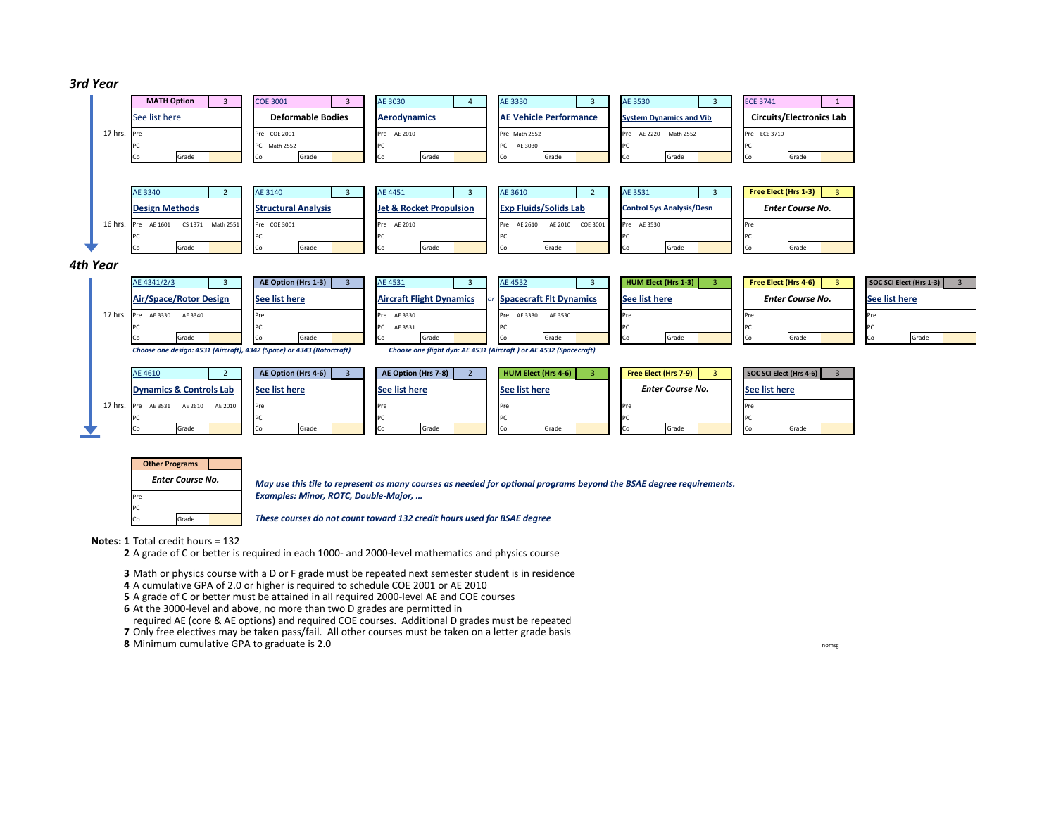## 3rd Year

**17 hrs.**

| Course | Hrs | Title | Pre | PC | Co |
|---|---|---|---|---|---|
| MATH Option | 3 | See list here | | | |
| COE 3001 | 3 | Deformable Bodies | COE 2001 | Math 2552 | |
| AE 3030 | 4 | Aerodynamics | AE 2010 | | |
| AE 3330 | 3 | AE Vehicle Performance | Math 2552 | AE 3030 | |
| AE 3530 | 3 | System Dynamics and Vib | AE 2220, Math 2552 | | |
| ECE 3741 | 1 | Circuits/Electronics Lab | ECE 3710 | | |

**16 hrs.**

| Course | Hrs | Title | Pre | PC | Co |
|---|---|---|---|---|---|
| AE 3340 | 2 | Design Methods | AE 1601, CS 1371, Math 2551 | | |
| AE 3140 | 3 | Structural Analysis | COE 3001 | | |
| AE 4451 | 3 | Jet & Rocket Propulsion | AE 2010 | | |
| AE 3610 | 2 | Exp Fluids/Solids Lab | AE 2610, AE 2010, COE 3001 | | |
| AE 3531 | 3 | Control Sys Analysis/Desn | AE 3530 | | |
| Free Elect (Hrs 1-3) | 3 | Enter Course No. | | | |

## 4th Year

**17 hrs.**

| Course | Hrs | Title | Pre | PC | Co |
|---|---|---|---|---|---|
| AE 4341/2/3 | 3 | Air/Space/Rotor Design | AE 3330, AE 3340 | | |
| AE Option (Hrs 1-3) | 3 | See list here | | | |
| AE 4531 *or* AE 4532 | 3 | Aircraft Flight Dynamics *or* Spacecraft Flt Dynamics | AE 4531: AE 3330; AE 4532: AE 3330, AE 3530 | AE 4531: AE 3531 | |
| HUM Elect (Hrs 1-3) | 3 | See list here | | | |
| Free Elect (Hrs 4-6) | 3 | Enter Course No. | | | |
| SOC SCI Elect (Hrs 1-3) | 3 | See list here | | | |

*Choose one design: 4531 (Aircraft), 4342 (Space) or 4343 (Rotorcraft)*

*Choose one flight dyn: AE 4531 (Aircraft ) or AE 4532 (Spacecraft)*

**17 hrs.**

| Course | Hrs | Title | Pre | PC | Co |
|---|---|---|---|---|---|
| AE 4610 | 2 | Dynamics & Controls Lab | AE 3531, AE 2610, AE 2010 | | |
| AE Option (Hrs 4-6) | 3 | See list here | | | |
| AE Option (Hrs 7-8) | 2 | See list here | | | |
| HUM Elect (Hrs 4-6) | 3 | See list here | | | |
| Free Elect (Hrs 7-9) | 3 | Enter Course No. | | | |
| SOC SCI Elect (Hrs 4-6) | 3 | See list here | | | |

**Other Programs** — Enter Course No.

*May use this tile to represent as many courses as needed for optional programs beyond the BSAE degree requirements. Examples: Minor, ROTC, Double-Major, …*

*These courses do not count toward 132 credit hours used for BSAE degree*

**Notes:**

1. Total credit hours = 132
2. A grade of C or better is required in each 1000- and 2000-level mathematics and physics course
3. Math or physics course with a D or F grade must be repeated next semester student is in residence
4. A cumulative GPA of 2.0 or higher is required to schedule COE 2001 or AE 2010
5. A grade of C or better must be attained in all required 2000-level AE and COE courses
6. At the 3000-level and above, no more than two D grades are permitted in required AE (core & AE options) and required COE courses. Additional D grades must be repeated
7. Only free electives may be taken pass/fail. All other courses must be taken on a letter grade basis
8. Minimum cumulative GPA to graduate is 2.0

nomsg